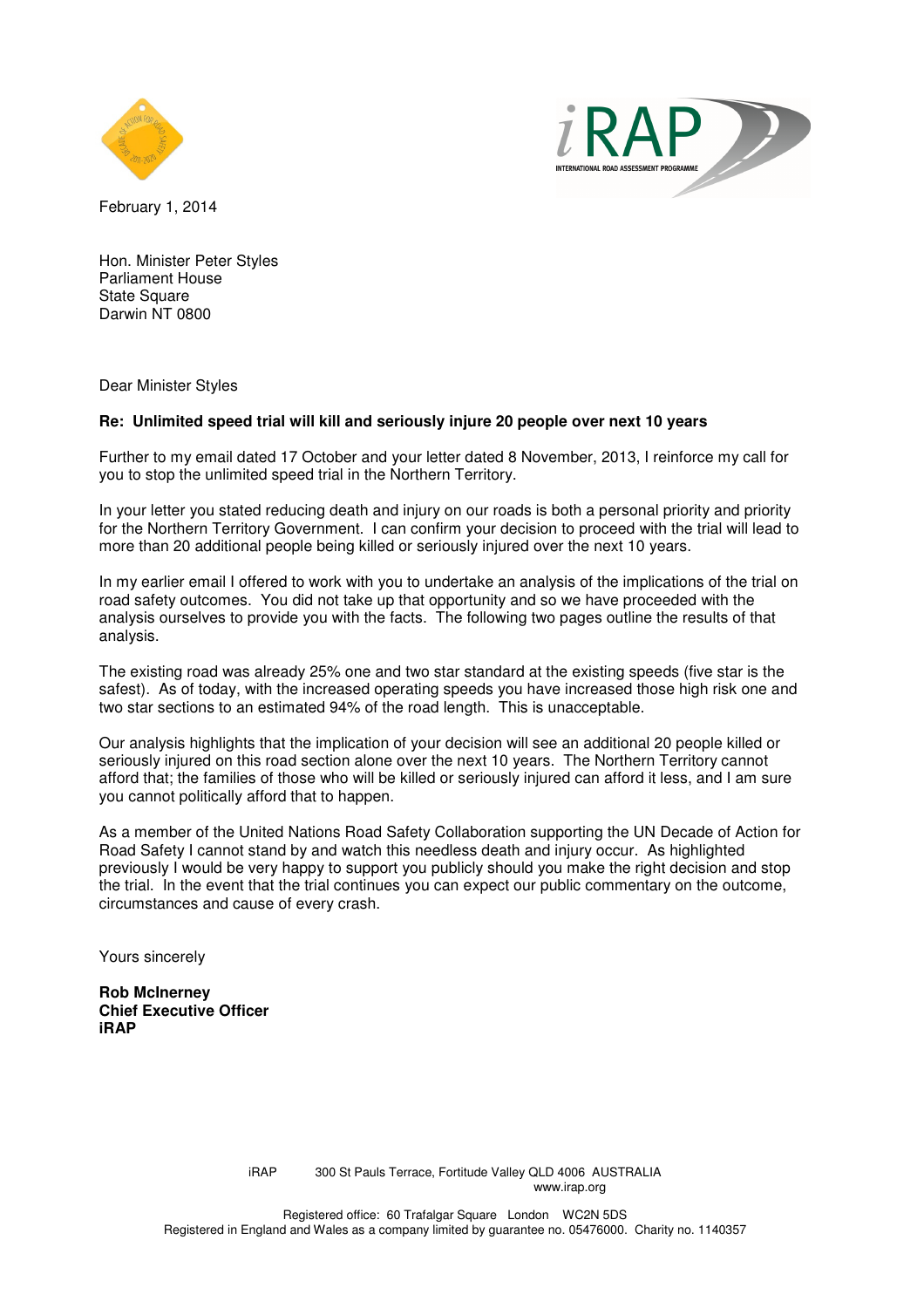February 1, 2014

Hon. Minister Peter Styles
Parliament House
State Square
Darwin NT 0800

Dear Minister Styles

**Re: Unlimited speed trial will kill and seriously injure 20 people over next 10 years**

Further to my email dated 17 October and your letter dated 8 November, 2013, I reinforce my call for you to stop the unlimited speed trial in the Northern Territory.

In your letter you stated reducing death and injury on our roads is both a personal priority and priority for the Northern Territory Government. I can confirm your decision to proceed with the trial will lead to more than 20 additional people being killed or seriously injured over the next 10 years.

In my earlier email I offered to work with you to undertake an analysis of the implications of the trial on road safety outcomes. You did not take up that opportunity and so we have proceeded with the analysis ourselves to provide you with the facts. The following two pages outline the results of that analysis.

The existing road was already 25% one and two star standard at the existing speeds (five star is the safest). As of today, with the increased operating speeds you have increased those high risk one and two star sections to an estimated 94% of the road length. This is unacceptable.

Our analysis highlights that the implication of your decision will see an additional 20 people killed or seriously injured on this road section alone over the next 10 years. The Northern Territory cannot afford that; the families of those who will be killed or seriously injured can afford it less, and I am sure you cannot politically afford that to happen.

As a member of the United Nations Road Safety Collaboration supporting the UN Decade of Action for Road Safety I cannot stand by and watch this needless death and injury occur. As highlighted previously I would be very happy to support you publicly should you make the right decision and stop the trial. In the event that the trial continues you can expect our public commentary on the outcome, circumstances and cause of every crash.

Yours sincerely

**Rob McInerney**
**Chief Executive Officer**
**iRAP**

iRAP 300 St Pauls Terrace, Fortitude Valley QLD 4006 AUSTRALIA
www.irap.org

Registered office: 60 Trafalgar Square London WC2N 5DS
Registered in England and Wales as a company limited by guarantee no. 05476000. Charity no. 1140357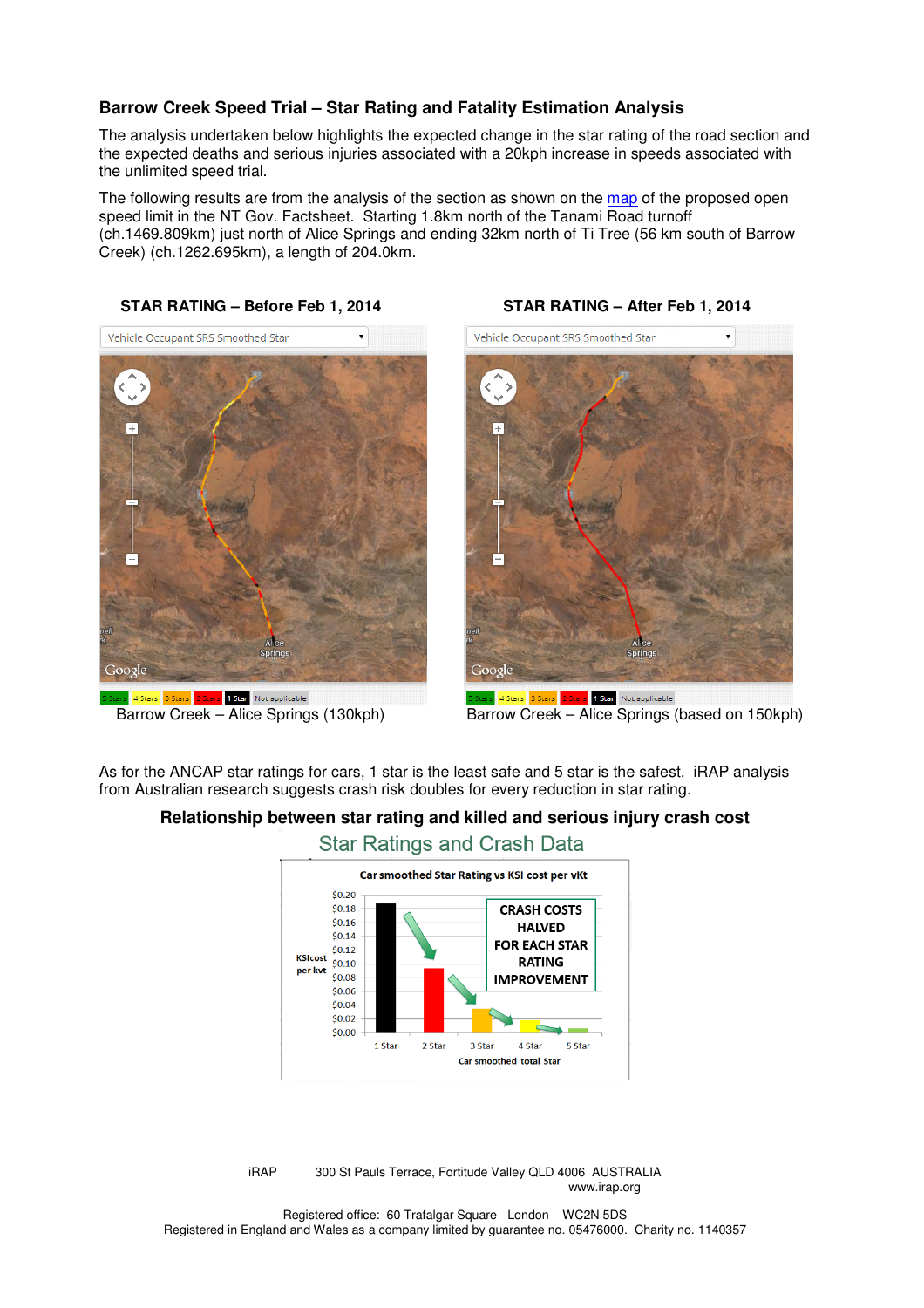## Barrow Creek Speed Trial – Star Rating and Fatality Estimation Analysis

The analysis undertaken below highlights the expected change in the star rating of the road section and the expected deaths and serious injuries associated with a 20kph increase in speeds associated with the unlimited speed trial.

The following results are from the analysis of the section as shown on the map of the proposed open speed limit in the NT Gov. Factsheet. Starting 1.8km north of the Tanami Road turnoff (ch.1469.809km) just north of Alice Springs and ending 32km north of Ti Tree (56 km south of Barrow Creek) (ch.1262.695km), a length of 204.0km.

**STAR RATING – Before Feb 1, 2014**

Barrow Creek – Alice Springs (130kph)

**STAR RATING – After Feb 1, 2014**

Barrow Creek – Alice Springs (based on 150kph)

As for the ANCAP star ratings for cars, 1 star is the least safe and 5 star is the safest. iRAP analysis from Australian research suggests crash risk doubles for every reduction in star rating.

**Relationship between star rating and killed and serious injury crash cost**

Star Ratings and Crash Data

iRAP 300 St Pauls Terrace, Fortitude Valley QLD 4006 AUSTRALIA
www.irap.org

Registered office: 60 Trafalgar Square London WC2N 5DS
Registered in England and Wales as a company limited by guarantee no. 05476000. Charity no. 1140357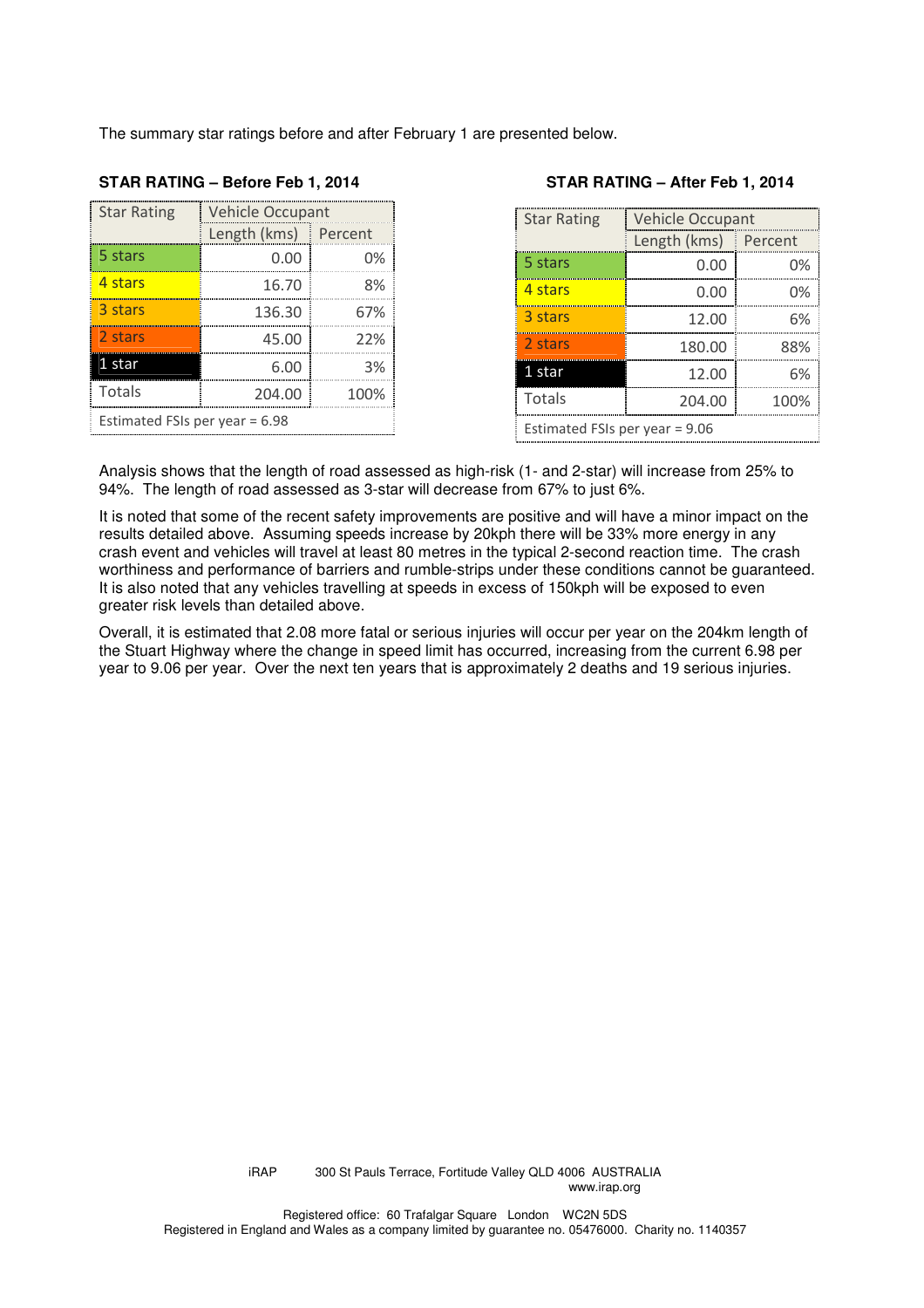The summary star ratings before and after February 1 are presented below.

**STAR RATING – Before Feb 1, 2014**

| Star Rating | Vehicle Occupant | |
|---|---|---|
| | Length (kms) | Percent |
| 5 stars | 0.00 | 0% |
| 4 stars | 16.70 | 8% |
| 3 stars | 136.30 | 67% |
| 2 stars | 45.00 | 22% |
| 1 star | 6.00 | 3% |
| Totals | 204.00 | 100% |
| Estimated FSIs per year = 6.98 | | |

**STAR RATING – After Feb 1, 2014**

| Star Rating | Vehicle Occupant | |
|---|---|---|
| | Length (kms) | Percent |
| 5 stars | 0.00 | 0% |
| 4 stars | 0.00 | 0% |
| 3 stars | 12.00 | 6% |
| 2 stars | 180.00 | 88% |
| 1 star | 12.00 | 6% |
| Totals | 204.00 | 100% |
| Estimated FSIs per year = 9.06 | | |

Analysis shows that the length of road assessed as high-risk (1- and 2-star) will increase from 25% to 94%. The length of road assessed as 3-star will decrease from 67% to just 6%.

It is noted that some of the recent safety improvements are positive and will have a minor impact on the results detailed above. Assuming speeds increase by 20kph there will be 33% more energy in any crash event and vehicles will travel at least 80 metres in the typical 2-second reaction time. The crash worthiness and performance of barriers and rumble-strips under these conditions cannot be guaranteed. It is also noted that any vehicles travelling at speeds in excess of 150kph will be exposed to even greater risk levels than detailed above.

Overall, it is estimated that 2.08 more fatal or serious injuries will occur per year on the 204km length of the Stuart Highway where the change in speed limit has occurred, increasing from the current 6.98 per year to 9.06 per year. Over the next ten years that is approximately 2 deaths and 19 serious injuries.

iRAP 300 St Pauls Terrace, Fortitude Valley QLD 4006 AUSTRALIA
www.irap.org

Registered office: 60 Trafalgar Square London WC2N 5DS
Registered in England and Wales as a company limited by guarantee no. 05476000. Charity no. 1140357